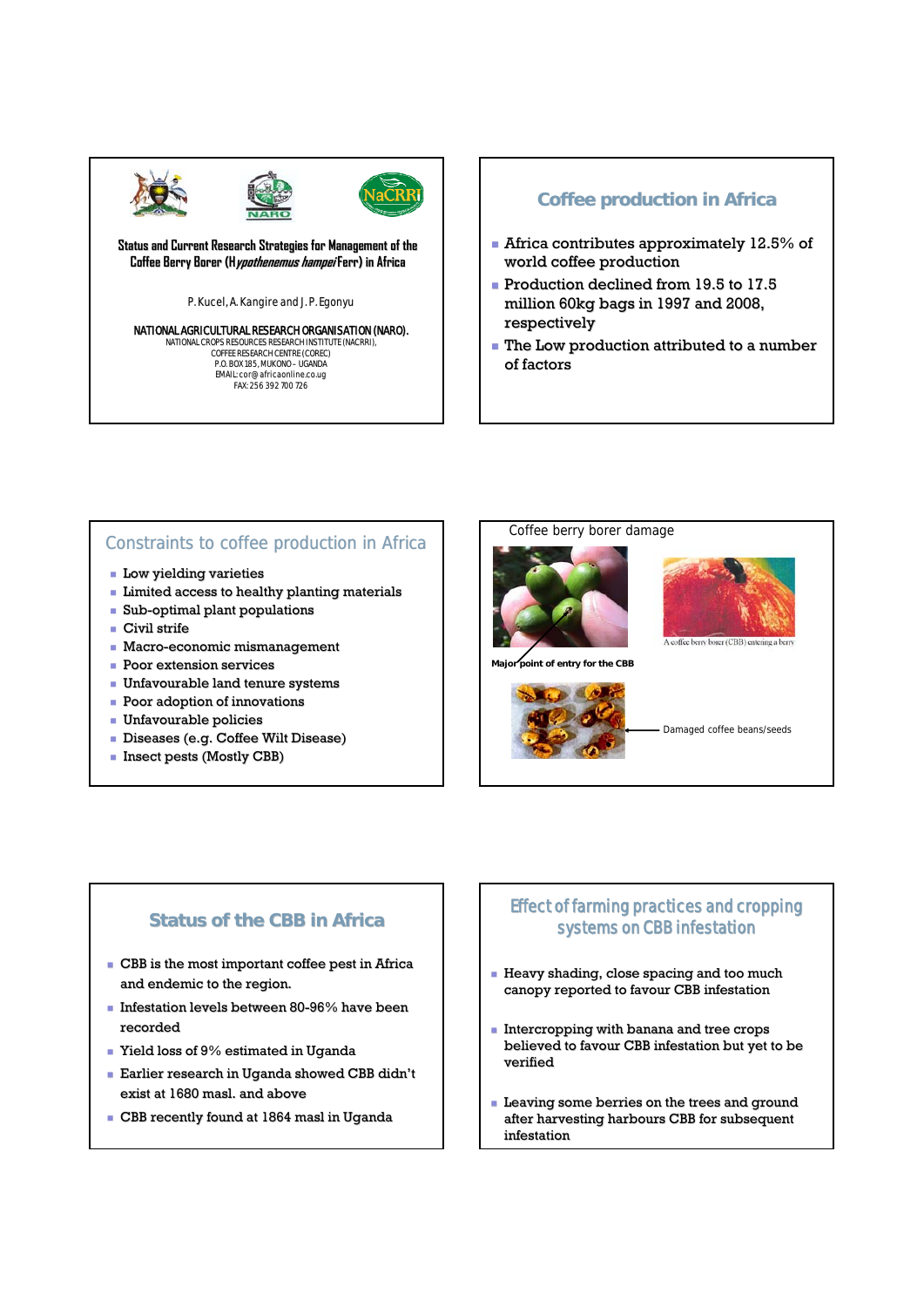# Status and Current Research Strategies for Management of the Coffee Berry Borer (*Hypothenemus hampei* Ferr) in Africa

P. Kucel, A. Kangire and J. P. Egonyu

NATIONAL AGRICULTURAL RESEARCH ORGANISATION (NARO).
NATIONAL CROPS RESOURCES RESEARCH INSTITUTE (NACRRI),
COFFEE RESEARCH CENTRE (COREC)
P.O. BOX 185, MUKONO – UGANDA
EMAIL: cor@africaonline.co.ug
FAX: 256 392 700 726

## Coffee production in Africa

- Africa contributes approximately 12.5% of world coffee production
- Production declined from 19.5 to 17.5 million 60kg bags in 1997 and 2008, respectively
- The Low production attributed to a number of factors

## Constraints to coffee production in Africa

- Low yielding varieties
- Limited access to healthy planting materials
- Sub-optimal plant populations
- Civil strife
- Macro-economic mismanagement
- Poor extension services
- Unfavourable land tenure systems
- Poor adoption of innovations
- Unfavourable policies
- Diseases (e.g. Coffee Wilt Disease)
- Insect pests (Mostly CBB)

## Coffee berry borer damage

Major point of entry for the CBB

A coffee berry borer (CBB) entering a berry

Damaged coffee beans/seeds

## Status of the CBB in Africa

- CBB is the most important coffee pest in Africa and endemic to the region.
- Infestation levels between 80-96% have been recorded
- Yield loss of 9% estimated in Uganda
- Earlier research in Uganda showed CBB didn't exist at 1680 masl. and above
- CBB recently found at 1864 masl in Uganda

## Effect of farming practices and cropping systems on CBB infestation

- Heavy shading, close spacing and too much canopy reported to favour CBB infestation
- Intercropping with banana and tree crops believed to favour CBB infestation but yet to be verified
- Leaving some berries on the trees and ground after harvesting harbours CBB for subsequent infestation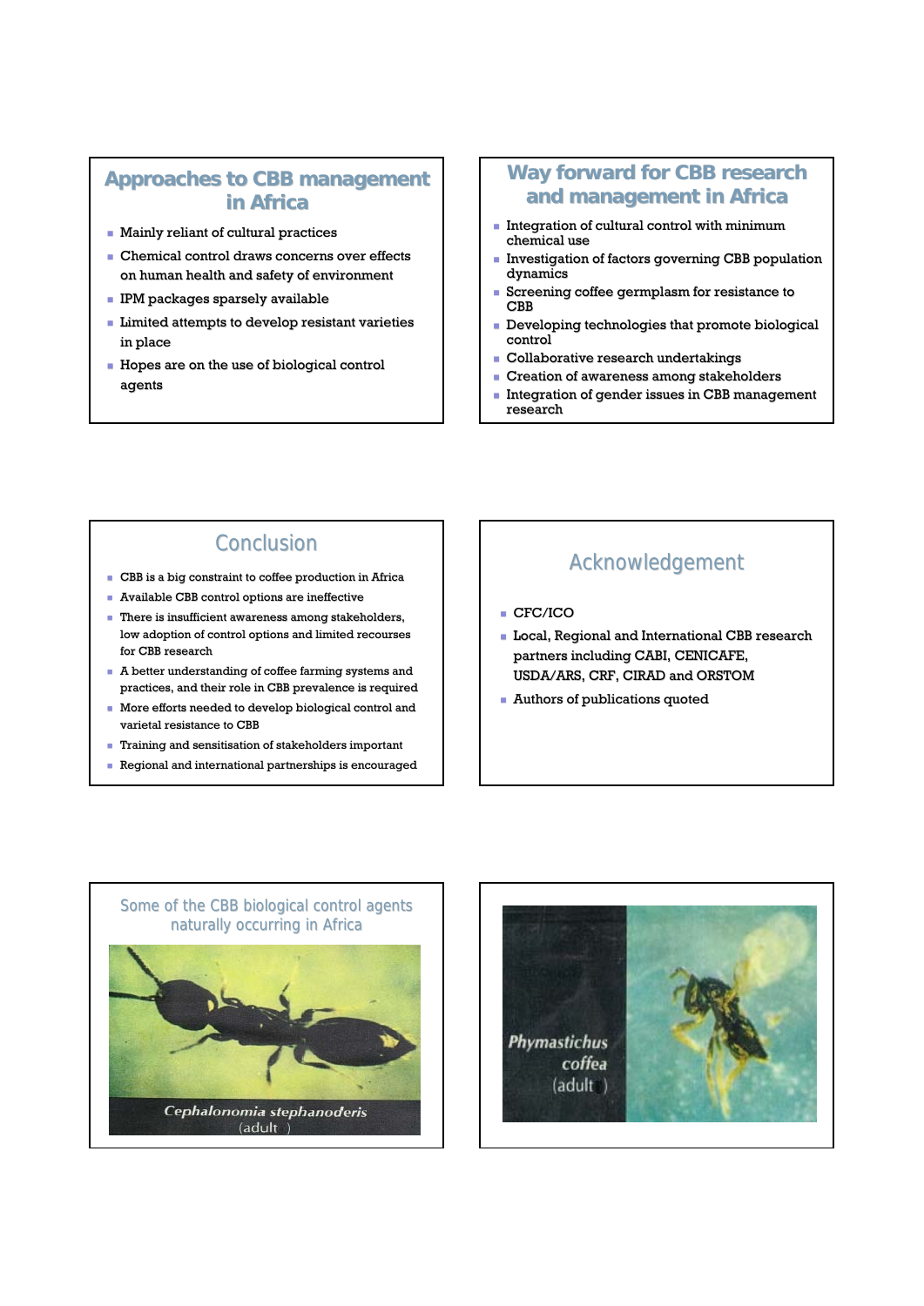## Approaches to CBB management in Africa

- Mainly reliant of cultural practices
- Chemical control draws concerns over effects on human health and safety of environment
- IPM packages sparsely available
- Limited attempts to develop resistant varieties in place
- Hopes are on the use of biological control agents

## Way forward for CBB research and management in Africa

- Integration of cultural control with minimum chemical use
- Investigation of factors governing CBB population dynamics
- Screening coffee germplasm for resistance to CBB
- Developing technologies that promote biological control
- Collaborative research undertakings
- Creation of awareness among stakeholders
- Integration of gender issues in CBB management research

## Conclusion

- CBB is a big constraint to coffee production in Africa
- Available CBB control options are ineffective
- There is insufficient awareness among stakeholders, low adoption of control options and limited recourses for CBB research
- A better understanding of coffee farming systems and practices, and their role in CBB prevalence is required
- More efforts needed to develop biological control and varietal resistance to CBB
- Training and sensitisation of stakeholders important
- Regional and international partnerships is encouraged

## Acknowledgement

- CFC/ICO
- Local, Regional and International CBB research partners including CABI, CENICAFE, USDA/ARS, CRF, CIRAD and ORSTOM
- Authors of publications quoted

## Some of the CBB biological control agents naturally occurring in Africa

*Cephalonomia stephanoderis* (adult)

*Phymastichus coffea* (adult)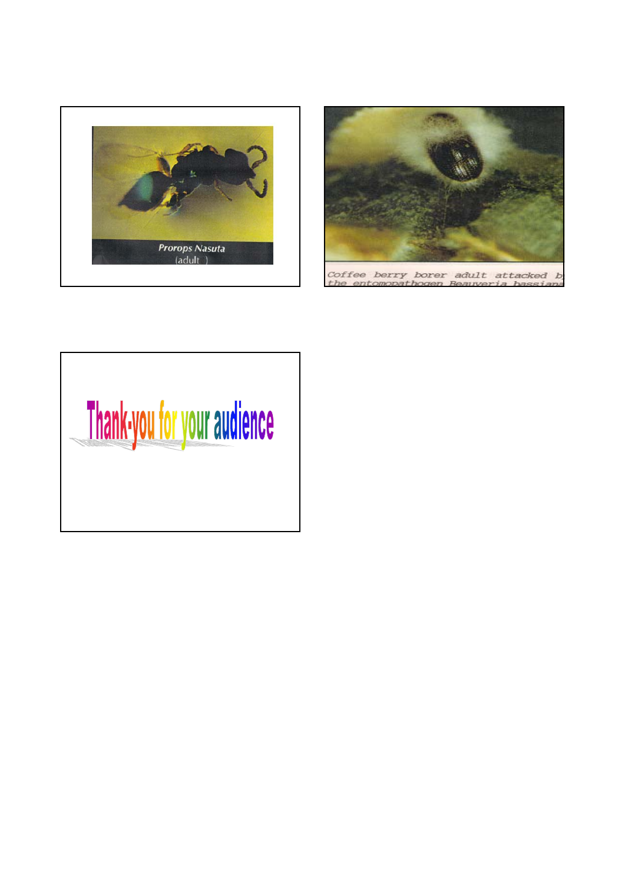Prorops Nasuta
(adult )

Coffee berry borer adult attacked by the entomopathogen Beauveria bassiana

Thank-you for your audience